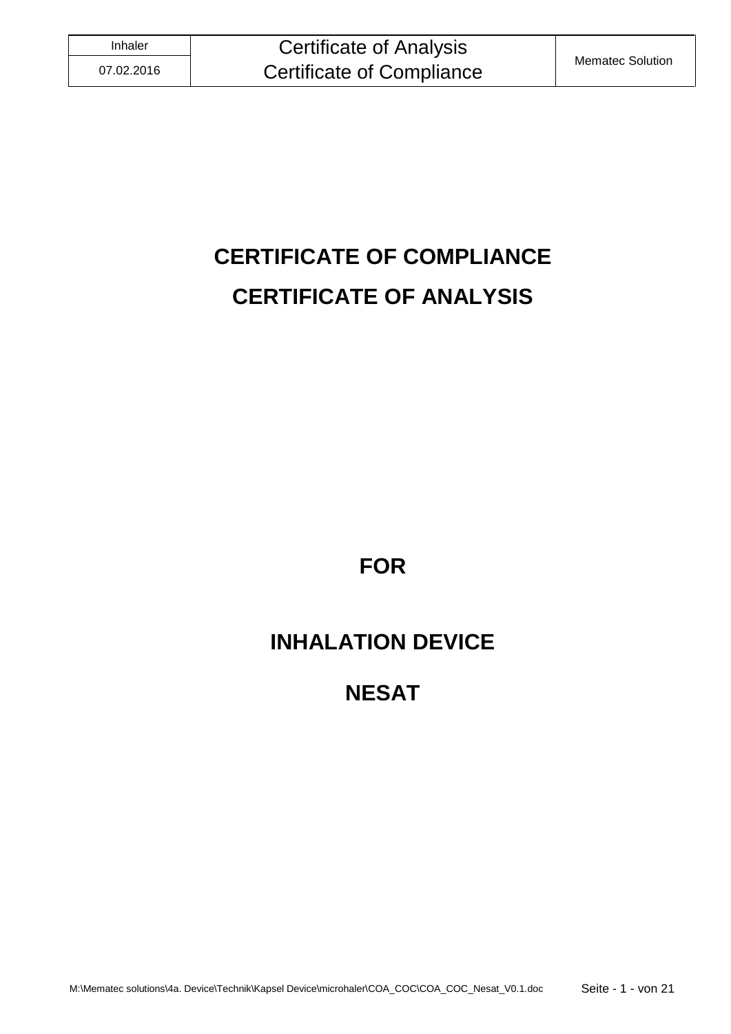# CERTIFICATE OF COMPLIANCE

# CERTIFICATE OF ANALYSIS

## FOR

## INHALATION DEVICE

## NESAT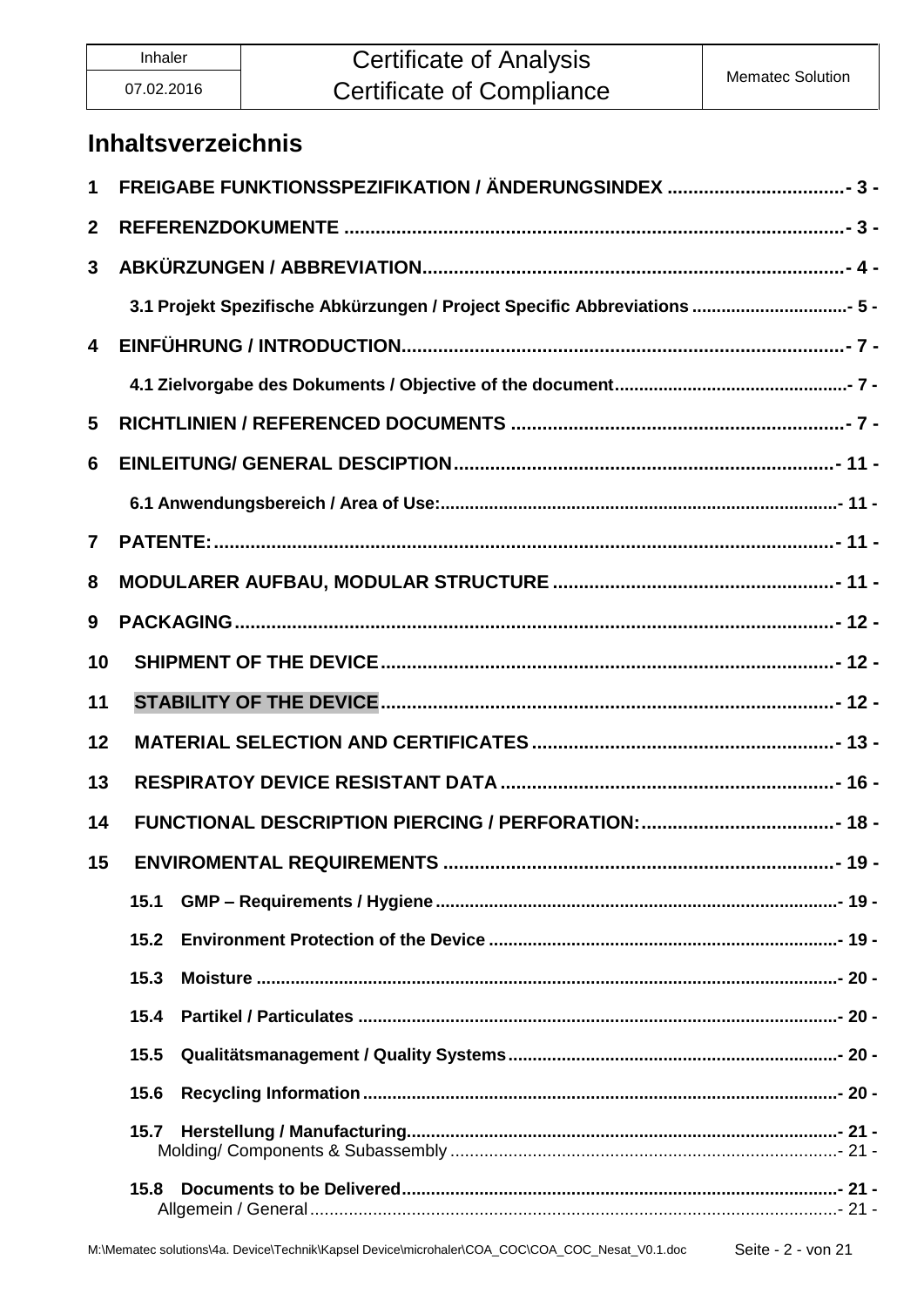# Inhaltsverzeichnis

1 FREIGABE FUNKTIONSSPEZIFIKATION / ÄNDERUNGSINDEX - 3 -

2 REFERENZDOKUMENTE - 3 -

3 ABKÜRZUNGEN / ABBREVIATION - 4 -

- 3.1 Projekt Spezifische Abkürzungen / Project Specific Abbreviations - 5 -

4 EINFÜHRUNG / INTRODUCTION - 7 -

- 4.1 Zielvorgabe des Dokuments / Objective of the document - 7 -

5 RICHTLINIEN / REFERENCED DOCUMENTS - 7 -

6 EINLEITUNG/ GENERAL DESCIPTION - 11 -

- 6.1 Anwendungsbereich / Area of Use: - 11 -

7 PATENTE: - 11 -

8 MODULARER AUFBAU, MODULAR STRUCTURE - 11 -

9 PACKAGING - 12 -

10 SHIPMENT OF THE DEVICE - 12 -

11 STABILITY OF THE DEVICE - 12 -

12 MATERIAL SELECTION AND CERTIFICATES - 13 -

13 RESPIRATOY DEVICE RESISTANT DATA - 16 -

14 FUNCTIONAL DESCRIPTION PIERCING / PERFORATION: - 18 -

15 ENVIROMENTAL REQUIREMENTS - 19 -

- 15.1 GMP – Requirements / Hygiene - 19 -
- 15.2 Environment Protection of the Device - 19 -
- 15.3 Moisture - 20 -
- 15.4 Partikel / Particulates - 20 -
- 15.5 Qualitätsmanagement / Quality Systems - 20 -
- 15.6 Recycling Information - 20 -
- 15.7 Herstellung / Manufacturing - 21 -
  - Molding/ Components & Subassembly - 21 -
- 15.8 Documents to be Delivered - 21 -
  - Allgemein / General - 21 -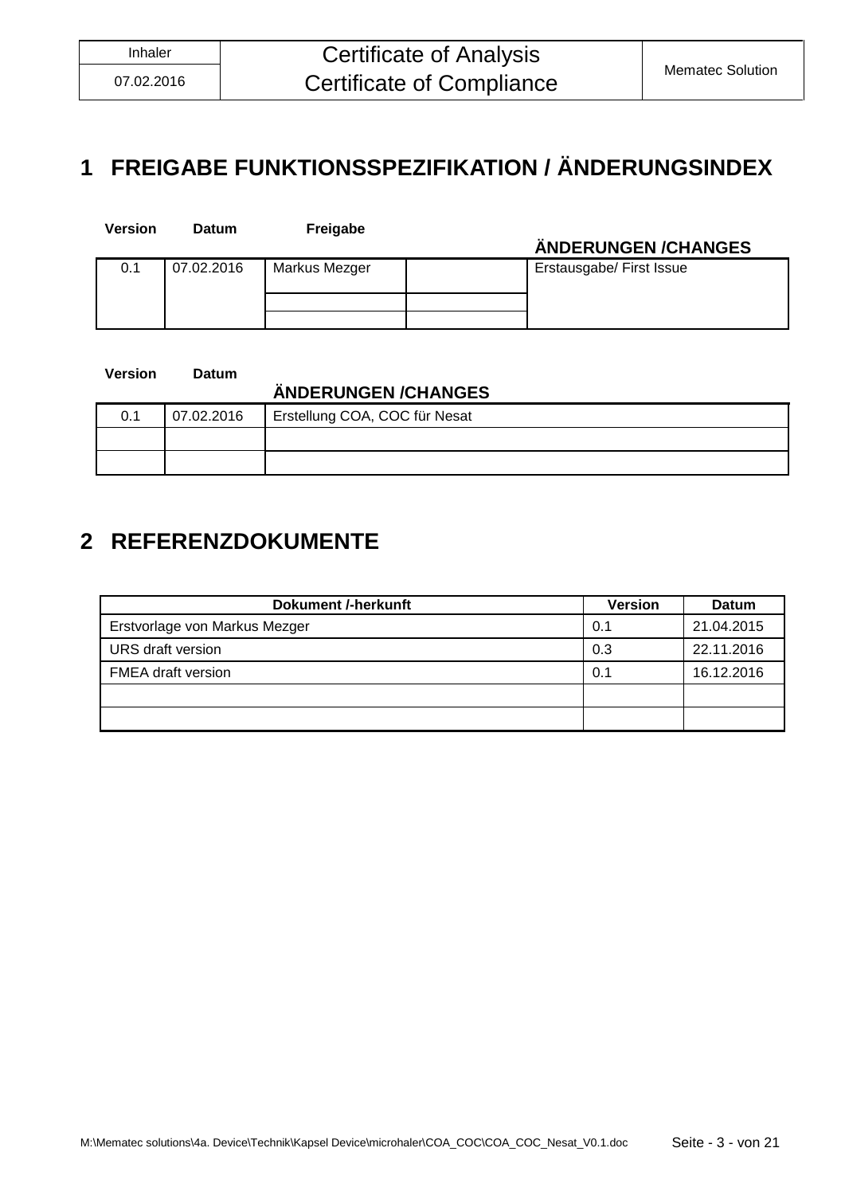# 1 FREIGABE FUNKTIONSSPEZIFIKATION / ÄNDERUNGSINDEX

| Version | Datum | Freigabe | | ÄNDERUNGEN /CHANGES |
|---|---|---|---|---|
| 0.1 | 07.02.2016 | Markus Mezger | | Erstausgabe/ First Issue |
| | | | | |
| | | | | |

| Version | Datum | ÄNDERUNGEN /CHANGES |
|---|---|---|
| 0.1 | 07.02.2016 | Erstellung COA, COC für Nesat |
| | | |
| | | |

# 2 REFERENZDOKUMENTE

| Dokument /-herkunft | Version | Datum |
|---|---|---|
| Erstvorlage von Markus Mezger | 0.1 | 21.04.2015 |
| URS draft version | 0.3 | 22.11.2016 |
| FMEA draft version | 0.1 | 16.12.2016 |
| | | |
| | | |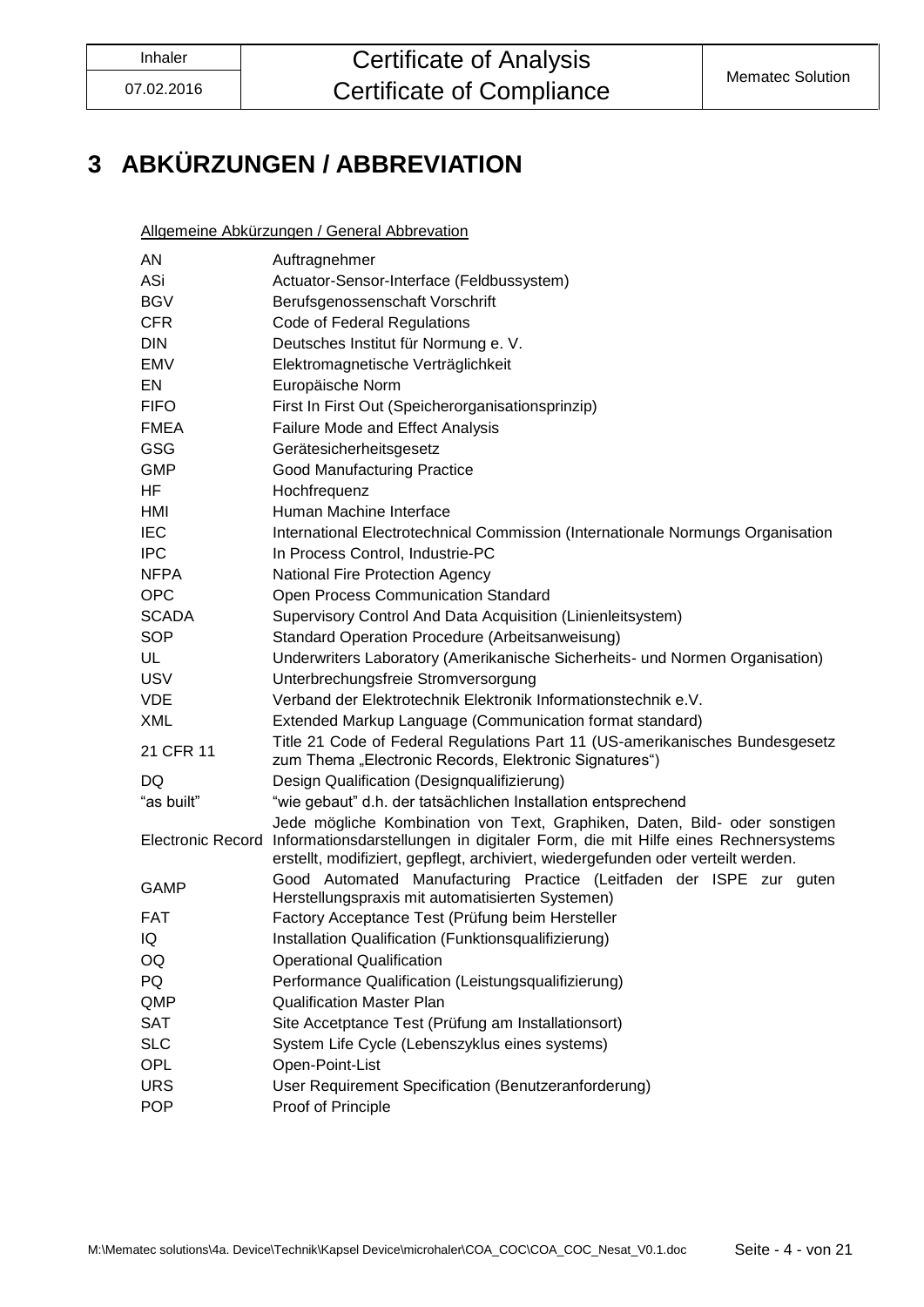# 3 ABKÜRZUNGEN / ABBREVIATION

Allgemeine Abkürzungen / General Abbrevation

| | |
|---|---|
| AN | Auftragnehmer |
| ASi | Actuator-Sensor-Interface (Feldbussystem) |
| BGV | Berufsgenossenschaft Vorschrift |
| CFR | Code of Federal Regulations |
| DIN | Deutsches Institut für Normung e. V. |
| EMV | Elektromagnetische Verträglichkeit |
| EN | Europäische Norm |
| FIFO | First In First Out (Speicherorganisationsprinzip) |
| FMEA | Failure Mode and Effect Analysis |
| GSG | Gerätesicherheitsgesetz |
| GMP | Good Manufacturing Practice |
| HF | Hochfrequenz |
| HMI | Human Machine Interface |
| IEC | International Electrotechnical Commission (Internationale Normungs Organisation |
| IPC | In Process Control, Industrie-PC |
| NFPA | National Fire Protection Agency |
| OPC | Open Process Communication Standard |
| SCADA | Supervisory Control And Data Acquisition (Linienleitsystem) |
| SOP | Standard Operation Procedure (Arbeitsanweisung) |
| UL | Underwriters Laboratory (Amerikanische Sicherheits- und Normen Organisation) |
| USV | Unterbrechungsfreie Stromversorgung |
| VDE | Verband der Elektrotechnik Elektronik Informationstechnik e.V. |
| XML | Extended Markup Language (Communication format standard) |
| 21 CFR 11 | Title 21 Code of Federal Regulations Part 11 (US-amerikanisches Bundesgesetz zum Thema „Electronic Records, Elektronic Signatures") |
| DQ | Design Qualification (Designqualifizierung) |
| "as built" | "wie gebaut" d.h. der tatsächlichen Installation entsprechend |
| Electronic Record | Jede mögliche Kombination von Text, Graphiken, Daten, Bild- oder sonstigen Informationsdarstellungen in digitaler Form, die mit Hilfe eines Rechnersystems erstellt, modifiziert, gepflegt, archiviert, wiedergefunden oder verteilt werden. |
| GAMP | Good Automated Manufacturing Practice (Leitfaden der ISPE zur guten Herstellungspraxis mit automatisierten Systemen) |
| FAT | Factory Acceptance Test (Prüfung beim Hersteller |
| IQ | Installation Qualification (Funktionsqualifizierung) |
| OQ | Operational Qualification |
| PQ | Performance Qualification (Leistungsqualifizierung) |
| QMP | Qualification Master Plan |
| SAT | Site Accetptance Test (Prüfung am Installationsort) |
| SLC | System Life Cycle (Lebenszyklus eines systems) |
| OPL | Open-Point-List |
| URS | User Requirement Specification (Benutzeranforderung) |
| POP | Proof of Principle |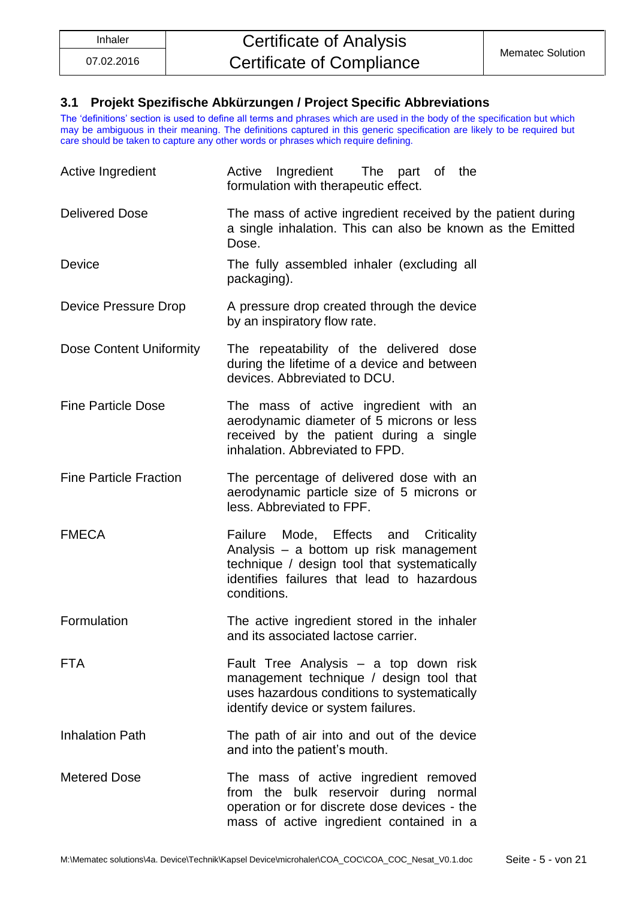### 3.1 Projekt Spezifische Abkürzungen / Project Specific Abbreviations

The 'definitions' section is used to define all terms and phrases which are used in the body of the specification but which may be ambiguous in their meaning. The definitions captured in this generic specification are likely to be required but care should be taken to capture any other words or phrases which require defining.

| | |
|---|---|
| Active Ingredient | Active Ingredient The part of the formulation with therapeutic effect. |
| Delivered Dose | The mass of active ingredient received by the patient during a single inhalation. This can also be known as the Emitted Dose. |
| Device | The fully assembled inhaler (excluding all packaging). |
| Device Pressure Drop | A pressure drop created through the device by an inspiratory flow rate. |
| Dose Content Uniformity | The repeatability of the delivered dose during the lifetime of a device and between devices. Abbreviated to DCU. |
| Fine Particle Dose | The mass of active ingredient with an aerodynamic diameter of 5 microns or less received by the patient during a single inhalation. Abbreviated to FPD. |
| Fine Particle Fraction | The percentage of delivered dose with an aerodynamic particle size of 5 microns or less. Abbreviated to FPF. |
| FMECA | Failure Mode, Effects and Criticality Analysis – a bottom up risk management technique / design tool that systematically identifies failures that lead to hazardous conditions. |
| Formulation | The active ingredient stored in the inhaler and its associated lactose carrier. |
| FTA | Fault Tree Analysis – a top down risk management technique / design tool that uses hazardous conditions to systematically identify device or system failures. |
| Inhalation Path | The path of air into and out of the device and into the patient's mouth. |
| Metered Dose | The mass of active ingredient removed from the bulk reservoir during normal operation or for discrete dose devices - the mass of active ingredient contained in a |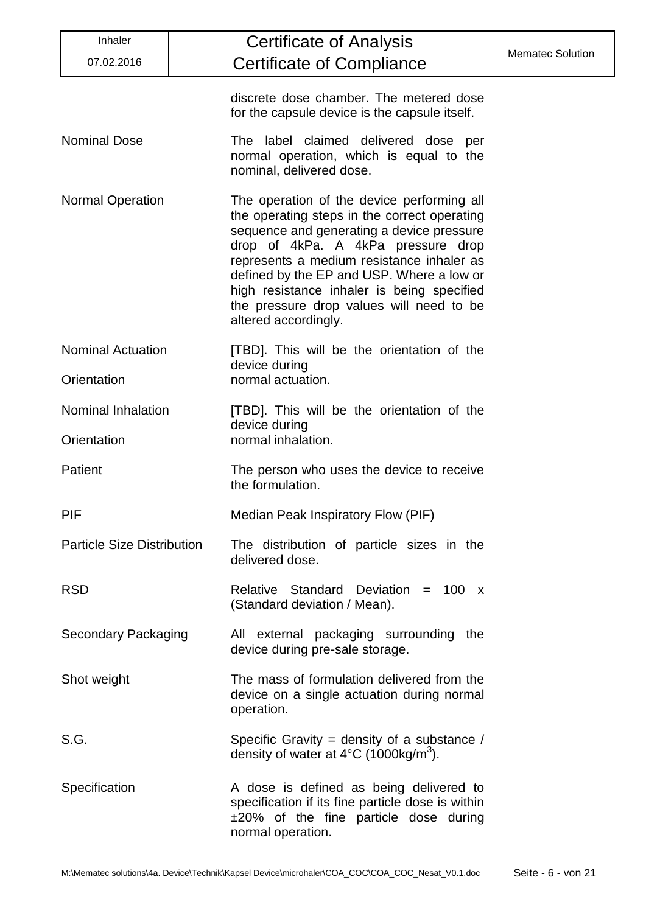discrete dose chamber. The metered dose for the capsule device is the capsule itself.

| | |
|---|---|
| Nominal Dose | The label claimed delivered dose per normal operation, which is equal to the nominal, delivered dose. |
| Normal Operation | The operation of the device performing all the operating steps in the correct operating sequence and generating a device pressure drop of 4kPa. A 4kPa pressure drop represents a medium resistance inhaler as defined by the EP and USP. Where a low or high resistance inhaler is being specified the pressure drop values will need to be altered accordingly. |
| Nominal Actuation Orientation | [TBD]. This will be the orientation of the device during normal actuation. |
| Nominal Inhalation Orientation | [TBD]. This will be the orientation of the device during normal inhalation. |
| Patient | The person who uses the device to receive the formulation. |
| PIF | Median Peak Inspiratory Flow (PIF) |
| Particle Size Distribution | The distribution of particle sizes in the delivered dose. |
| RSD | Relative Standard Deviation = 100 x (Standard deviation / Mean). |
| Secondary Packaging | All external packaging surrounding the device during pre-sale storage. |
| Shot weight | The mass of formulation delivered from the device on a single actuation during normal operation. |
| S.G. | Specific Gravity = density of a substance / density of water at 4°C (1000kg/$m^3$). |
| Specification | A dose is defined as being delivered to specification if its fine particle dose is within ±20% of the fine particle dose during normal operation. |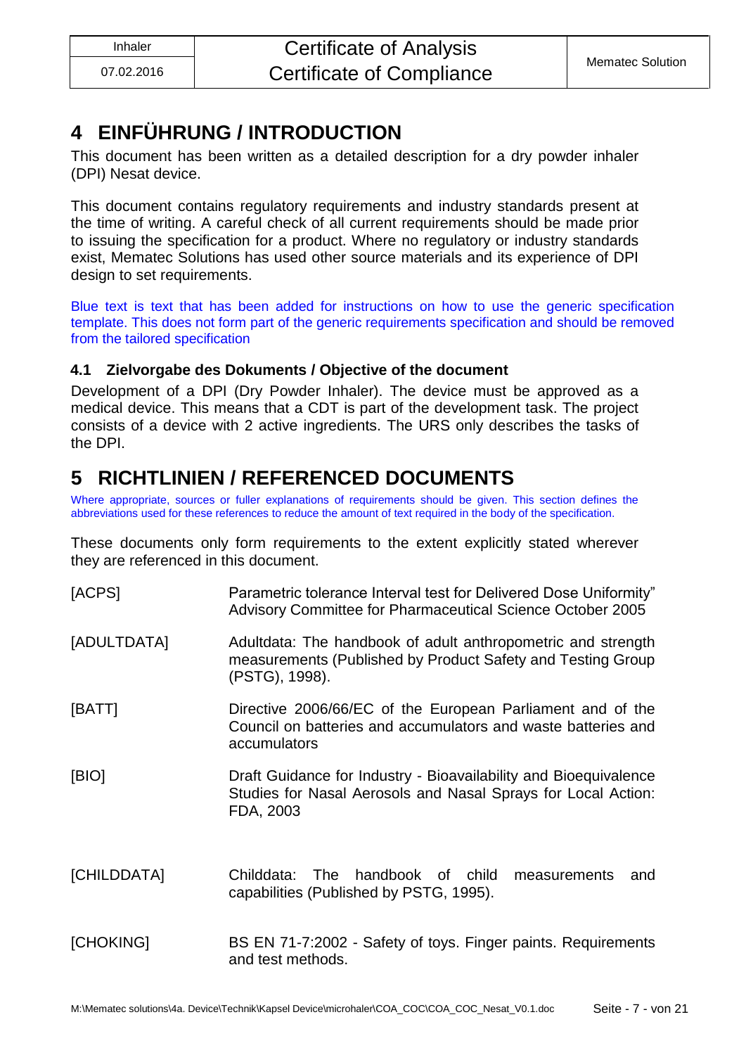# 4 EINFÜHRUNG / INTRODUCTION

This document has been written as a detailed description for a dry powder inhaler (DPI) Nesat device.

This document contains regulatory requirements and industry standards present at the time of writing. A careful check of all current requirements should be made prior to issuing the specification for a product. Where no regulatory or industry standards exist, Mematec Solutions has used other source materials and its experience of DPI design to set requirements.

Blue text is text that has been added for instructions on how to use the generic specification template. This does not form part of the generic requirements specification and should be removed from the tailored specification

### 4.1 Zielvorgabe des Dokuments / Objective of the document

Development of a DPI (Dry Powder Inhaler). The device must be approved as a medical device. This means that a CDT is part of the development task. The project consists of a device with 2 active ingredients. The URS only describes the tasks of the DPI.

# 5 RICHTLINIEN / REFERENCED DOCUMENTS

Where appropriate, sources or fuller explanations of requirements should be given. This section defines the abbreviations used for these references to reduce the amount of text required in the body of the specification.

These documents only form requirements to the extent explicitly stated wherever they are referenced in this document.

| | |
|---|---|
| [ACPS] | Parametric tolerance Interval test for Delivered Dose Uniformity" Advisory Committee for Pharmaceutical Science October 2005 |
| [ADULTDATA] | Adultdata: The handbook of adult anthropometric and strength measurements (Published by Product Safety and Testing Group (PSTG), 1998). |
| [BATT] | Directive 2006/66/EC of the European Parliament and of the Council on batteries and accumulators and waste batteries and accumulators |
| [BIO] | Draft Guidance for Industry - Bioavailability and Bioequivalence Studies for Nasal Aerosols and Nasal Sprays for Local Action: FDA, 2003 |
| [CHILDDATA] | Childdata: The handbook of child measurements and capabilities (Published by PSTG, 1995). |
| [CHOKING] | BS EN 71-7:2002 - Safety of toys. Finger paints. Requirements and test methods. |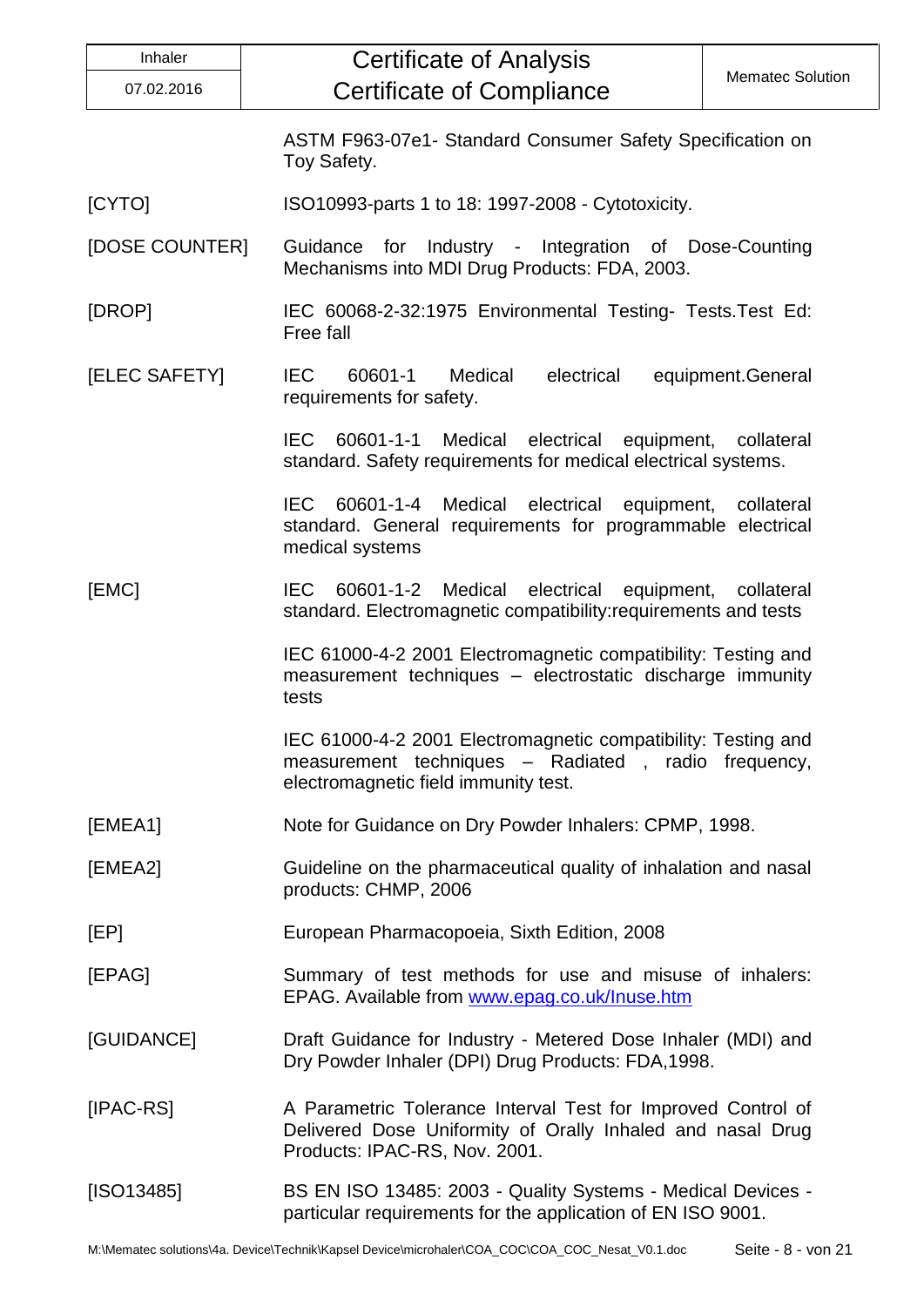| | |
|---|---|
| | ASTM F963-07e1- Standard Consumer Safety Specification on Toy Safety. |
| [CYTO] | ISO10993-parts 1 to 18: 1997-2008 - Cytotoxicity. |
| [DOSE COUNTER] | Guidance for Industry - Integration of Dose-Counting Mechanisms into MDI Drug Products: FDA, 2003. |
| [DROP] | IEC 60068-2-32:1975 Environmental Testing- Tests.Test Ed: Free fall |
| [ELEC SAFETY] | IEC 60601-1 Medical electrical equipment.General requirements for safety. |
| | IEC 60601-1-1 Medical electrical equipment, collateral standard. Safety requirements for medical electrical systems. |
| | IEC 60601-1-4 Medical electrical equipment, collateral standard. General requirements for programmable electrical medical systems |
| [EMC] | IEC 60601-1-2 Medical electrical equipment, collateral standard. Electromagnetic compatibility:requirements and tests |
| | IEC 61000-4-2 2001 Electromagnetic compatibility: Testing and measurement techniques – electrostatic discharge immunity tests |
| | IEC 61000-4-2 2001 Electromagnetic compatibility: Testing and measurement techniques – Radiated , radio frequency, electromagnetic field immunity test. |
| [EMEA1] | Note for Guidance on Dry Powder Inhalers: CPMP, 1998. |
| [EMEA2] | Guideline on the pharmaceutical quality of inhalation and nasal products: CHMP, 2006 |
| [EP] | European Pharmacopoeia, Sixth Edition, 2008 |
| [EPAG] | Summary of test methods for use and misuse of inhalers: EPAG. Available from [www.epag.co.uk/Inuse.htm](http://www.epag.co.uk/Inuse.htm) |
| [GUIDANCE] | Draft Guidance for Industry - Metered Dose Inhaler (MDI) and Dry Powder Inhaler (DPI) Drug Products: FDA,1998. |
| [IPAC-RS] | A Parametric Tolerance Interval Test for Improved Control of Delivered Dose Uniformity of Orally Inhaled and nasal Drug Products: IPAC-RS, Nov. 2001. |
| [ISO13485] | BS EN ISO 13485: 2003 - Quality Systems - Medical Devices - particular requirements for the application of EN ISO 9001. |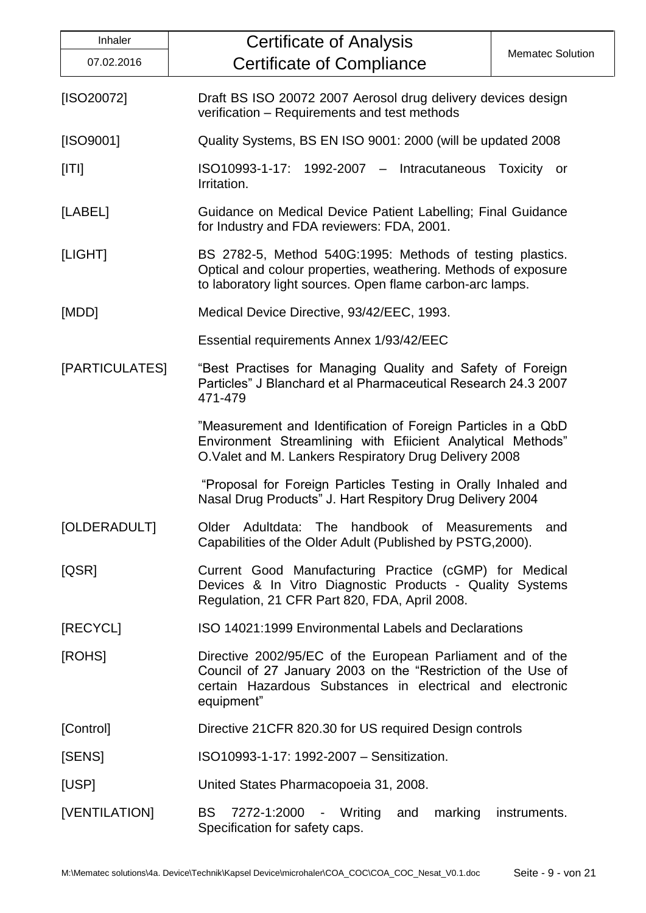| | |
|---|---|
| [ISO20072] | Draft BS ISO 20072 2007 Aerosol drug delivery devices design verification – Requirements and test methods |
| [ISO9001] | Quality Systems, BS EN ISO 9001: 2000 (will be updated 2008 |
| [ITI] | ISO10993-1-17: 1992-2007 – Intracutaneous Toxicity or Irritation. |
| [LABEL] | Guidance on Medical Device Patient Labelling; Final Guidance for Industry and FDA reviewers: FDA, 2001. |
| [LIGHT] | BS 2782-5, Method 540G:1995: Methods of testing plastics. Optical and colour properties, weathering. Methods of exposure to laboratory light sources. Open flame carbon-arc lamps. |
| [MDD] | Medical Device Directive, 93/42/EEC, 1993. |
| | Essential requirements Annex 1/93/42/EEC |
| [PARTICULATES] | "Best Practises for Managing Quality and Safety of Foreign Particles" J Blanchard et al Pharmaceutical Research 24.3 2007 471-479 |
| | "Measurement and Identification of Foreign Particles in a QbD Environment Streamlining with Efiicient Analytical Methods" O.Valet and M. Lankers Respiratory Drug Delivery 2008 |
| | "Proposal for Foreign Particles Testing in Orally Inhaled and Nasal Drug Products" J. Hart Respitory Drug Delivery 2004 |
| [OLDERADULT] | Older Adultdata: The handbook of Measurements and Capabilities of the Older Adult (Published by PSTG,2000). |
| [QSR] | Current Good Manufacturing Practice (cGMP) for Medical Devices & In Vitro Diagnostic Products - Quality Systems Regulation, 21 CFR Part 820, FDA, April 2008. |
| [RECYCL] | ISO 14021:1999 Environmental Labels and Declarations |
| [ROHS] | Directive 2002/95/EC of the European Parliament and of the Council of 27 January 2003 on the "Restriction of the Use of certain Hazardous Substances in electrical and electronic equipment" |
| [Control] | Directive 21CFR 820.30 for US required Design controls |
| [SENS] | ISO10993-1-17: 1992-2007 – Sensitization. |
| [USP] | United States Pharmacopoeia 31, 2008. |
| [VENTILATION] | BS 7272-1:2000 - Writing and marking instruments. Specification for safety caps. |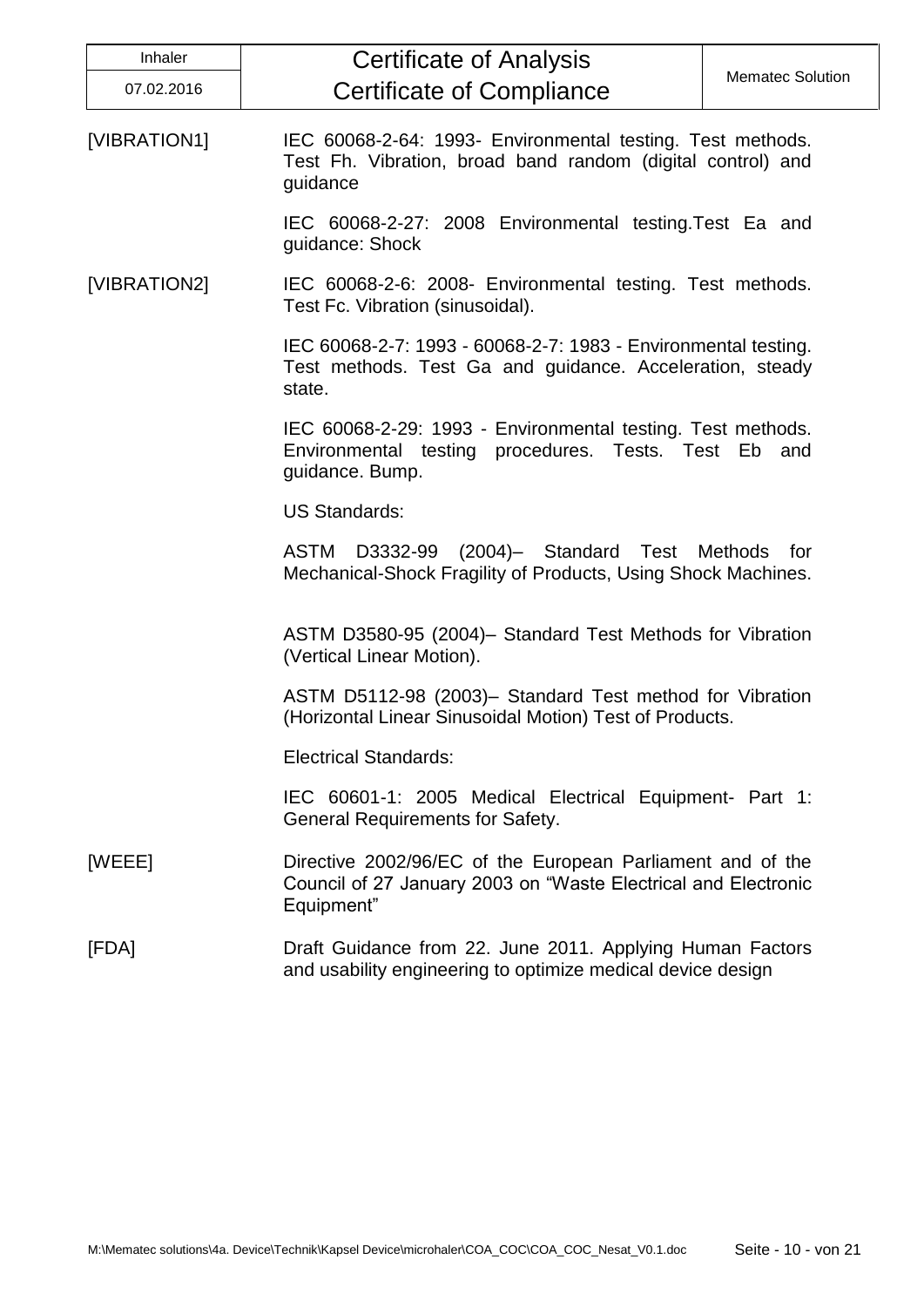| | |
|---|---|
| [VIBRATION1] | IEC 60068-2-64: 1993- Environmental testing. Test methods. Test Fh. Vibration, broad band random (digital control) and guidance |
| | IEC 60068-2-27: 2008 Environmental testing.Test Ea and guidance: Shock |
| [VIBRATION2] | IEC 60068-2-6: 2008- Environmental testing. Test methods. Test Fc. Vibration (sinusoidal). |
| | IEC 60068-2-7: 1993 - 60068-2-7: 1983 - Environmental testing. Test methods. Test Ga and guidance. Acceleration, steady state. |
| | IEC 60068-2-29: 1993 - Environmental testing. Test methods. Environmental testing procedures. Tests. Test Eb and guidance. Bump. |
| | US Standards: |
| | ASTM D3332-99 (2004)– Standard Test Methods for Mechanical-Shock Fragility of Products, Using Shock Machines. |
| | ASTM D3580-95 (2004)– Standard Test Methods for Vibration (Vertical Linear Motion). |
| | ASTM D5112-98 (2003)– Standard Test method for Vibration (Horizontal Linear Sinusoidal Motion) Test of Products. |
| | Electrical Standards: |
| | IEC 60601-1: 2005 Medical Electrical Equipment- Part 1: General Requirements for Safety. |
| [WEEE] | Directive 2002/96/EC of the European Parliament and of the Council of 27 January 2003 on "Waste Electrical and Electronic Equipment" |
| [FDA] | Draft Guidance from 22. June 2011. Applying Human Factors and usability engineering to optimize medical device design |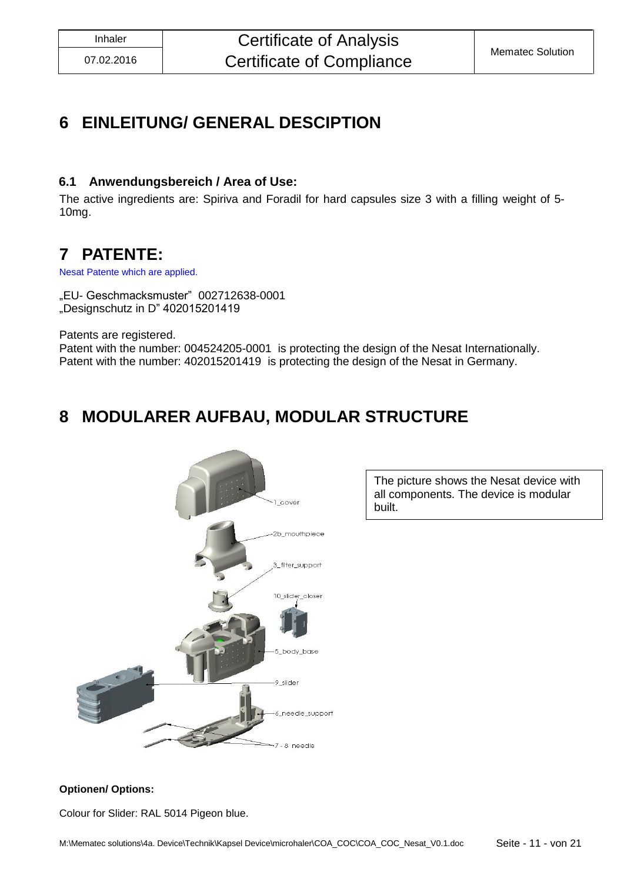# 6 EINLEITUNG/ GENERAL DESCIPTION

## 6.1 Anwendungsbereich / Area of Use:

The active ingredients are: Spiriva and Foradil for hard capsules size 3 with a filling weight of 5-10mg.

# 7 PATENTE:

Nesat Patente which are applied.

„EU- Geschmacksmuster" 002712638-0001
„Designschutz in D" 402015201419

Patents are registered.
Patent with the number: 004524205-0001 is protecting the design of the Nesat Internationally.
Patent with the number: 402015201419 is protecting the design of the Nesat in Germany.

# 8 MODULARER AUFBAU, MODULAR STRUCTURE

1_cover
2b_mouthpiece
3_filter_support
10_slider_closer
5_body_base
9_slider
6_needle_support
7 - 8 needle

The picture shows the Nesat device with all components. The device is modular built.

**Optionen/ Options:**

Colour for Slider: RAL 5014 Pigeon blue.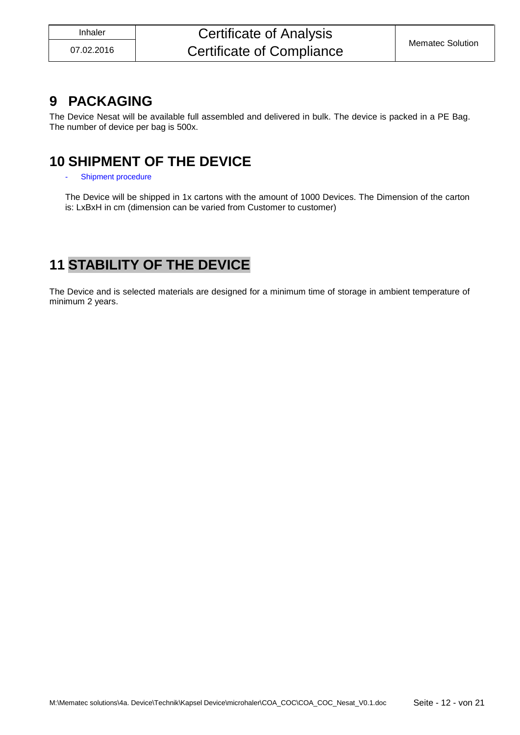# 9 PACKAGING

The Device Nesat will be available full assembled and delivered in bulk. The device is packed in a PE Bag. The number of device per bag is 500x.

# 10 SHIPMENT OF THE DEVICE

- Shipment procedure

The Device will be shipped in 1x cartons with the amount of 1000 Devices. The Dimension of the carton is: LxBxH in cm (dimension can be varied from Customer to customer)

# 11 STABILITY OF THE DEVICE

The Device and is selected materials are designed for a minimum time of storage in ambient temperature of minimum 2 years.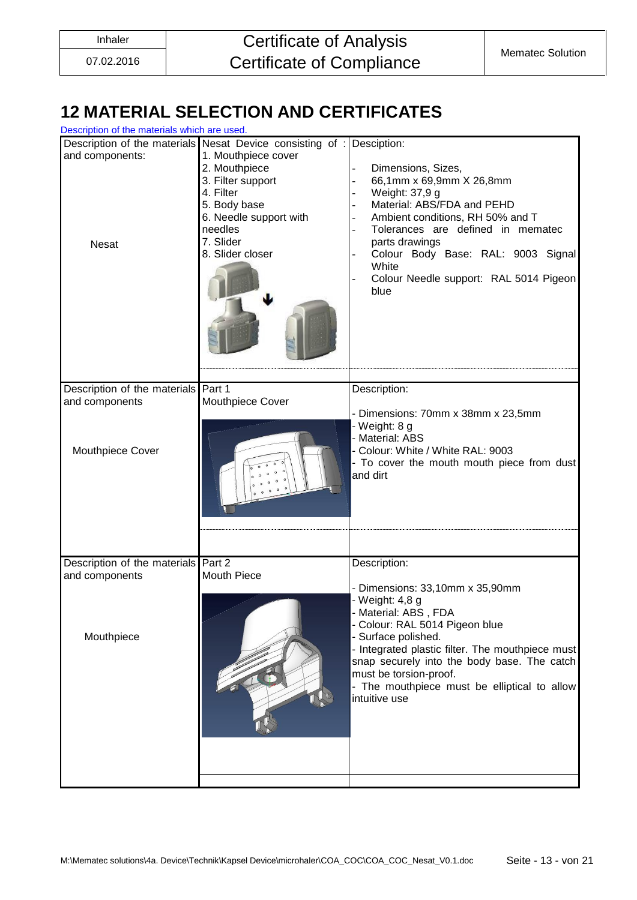# 12 MATERIAL SELECTION AND CERTIFICATES

Description of the materials which are used.

| Description of the materials and components: Nesat | Nesat Device consisting of : 1. Mouthpiece cover 2. Mouthpiece 3. Filter support 4. Filter 5. Body base 6. Needle support with needles 7. Slider 8. Slider closer | Desciption: - Dimensions, Sizes, - 66,1mm x 69,9mm X 26,8mm - Weight: 37,9 g - Material: ABS/FDA and PEHD - Ambient conditions, RH 50% and T - Tolerances are defined in mematec parts drawings - Colour Body Base: RAL: 9003 Signal White - Colour Needle support: RAL 5014 Pigeon blue |
|---|---|---|
| Description of the materials and components Mouthpiece Cover | Part 1 Mouthpiece Cover | Description: - Dimensions: 70mm x 38mm x 23,5mm - Weight: 8 g - Material: ABS - Colour: White / White RAL: 9003 - To cover the mouth mouth piece from dust and dirt |
| Description of the materials and components Mouthpiece | Part 2 Mouth Piece | Description: - Dimensions: 33,10mm x 35,90mm - Weight: 4,8 g - Material: ABS , FDA - Colour: RAL 5014 Pigeon blue - Surface polished. - Integrated plastic filter. The mouthpiece must snap securely into the body base. The catch must be torsion-proof. - The mouthpiece must be elliptical to allow intuitive use |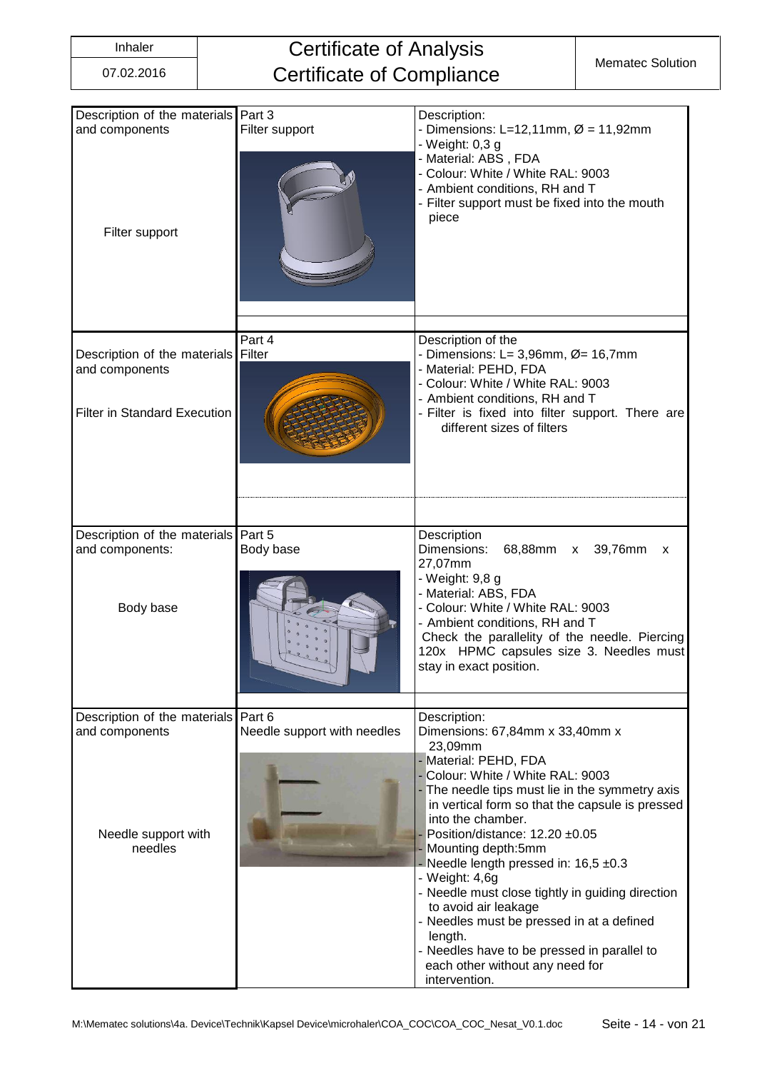| Inhaler | Certificate of Analysis | Mematec Solution |
|---|---|---|
| 07.02.2016 | Certificate of Compliance | |

| Description of the materials and components | | |
|---|---|---|
| Description of the materials and components<br><br>Filter support | Part 3<br>Filter support | Description:<br>- Dimensions: L=12,11mm, Ø = 11,92mm<br>- Weight: 0,3 g<br>- Material: ABS , FDA<br>- Colour: White / White RAL: 9003<br>- Ambient conditions, RH and T<br>- Filter support must be fixed into the mouth piece |
| Description of the materials and components<br><br>Filter in Standard Execution | Part 4<br>Filter | Description of the<br>- Dimensions: L= 3,96mm, Ø= 16,7mm<br>- Material: PEHD, FDA<br>- Colour: White / White RAL: 9003<br>- Ambient conditions, RH and T<br>- Filter is fixed into filter support. There are different sizes of filters |
| Description of the materials and components:<br><br>Body base | Part 5<br>Body base | Description<br>Dimensions: 68,88mm x 39,76mm x 27,07mm<br>- Weight: 9,8 g<br>- Material: ABS, FDA<br>- Colour: White / White RAL: 9003<br>- Ambient conditions, RH and T<br>Check the parallelity of the needle. Piercing 120x HPMC capsules size 3. Needles must stay in exact position. |
| Description of the materials and components<br><br>Needle support with needles | Part 6<br>Needle support with needles | Description:<br>Dimensions: 67,84mm x 33,40mm x 23,09mm<br>- Material: PEHD, FDA<br>- Colour: White / White RAL: 9003<br>- The needle tips must lie in the symmetry axis in vertical form so that the capsule is pressed into the chamber.<br>- Position/distance: 12.20 ±0.05<br>- Mounting depth:5mm<br>- Needle length pressed in: 16,5 ±0.3<br>- Weight: 4,6g<br>- Needle must close tightly in guiding direction to avoid air leakage<br>- Needles must be pressed in at a defined length.<br>- Needles have to be pressed in parallel to each other without any need for intervention. |

M:\Mematec solutions\4a. Device\Technik\Kapsel Device\microhaler\COA_COC\COA_COC_Nesat_V0.1.doc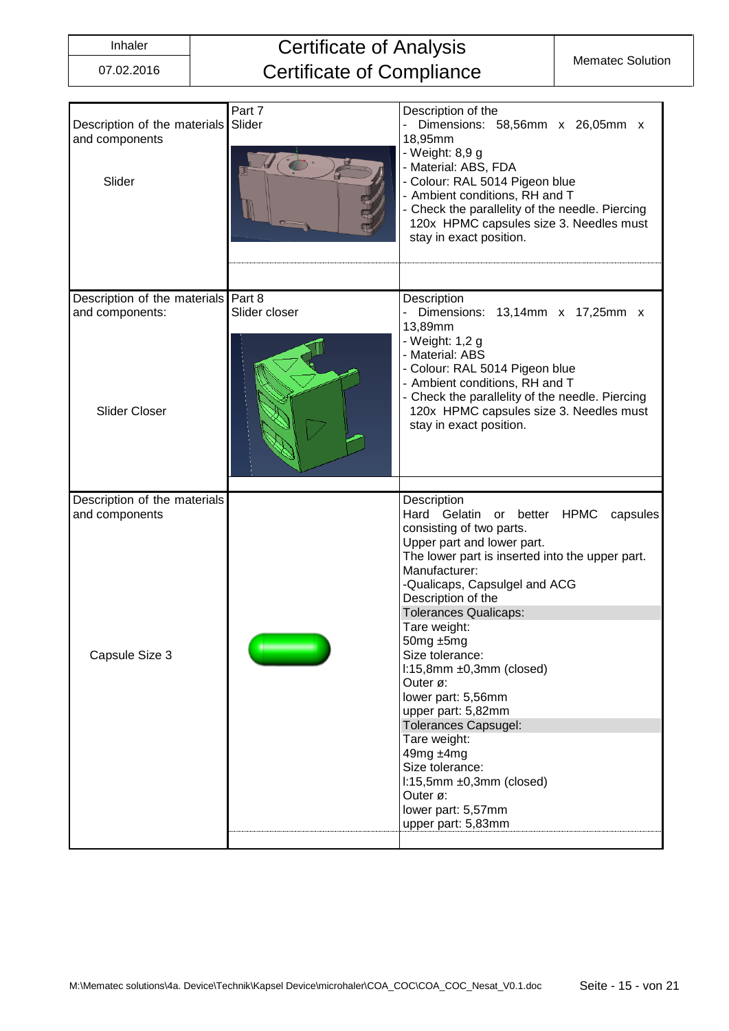| Description of the materials and components | Part | Description |
|---|---|---|
| Description of the materials and components<br><br>Slider | Part 7<br>Slider | Description of the<br>- Dimensions: 58,56mm x 26,05mm x 18,95mm<br>- Weight: 8,9 g<br>- Material: ABS, FDA<br>- Colour: RAL 5014 Pigeon blue<br>- Ambient conditions, RH and T<br>- Check the parallelity of the needle. Piercing 120x HPMC capsules size 3. Needles must stay in exact position. |
| Description of the materials and components:<br><br>Slider Closer | Part 8<br>Slider closer | Description<br>- Dimensions: 13,14mm x 17,25mm x 13,89mm<br>- Weight: 1,2 g<br>- Material: ABS<br>- Colour: RAL 5014 Pigeon blue<br>- Ambient conditions, RH and T<br>- Check the parallelity of the needle. Piercing 120x HPMC capsules size 3. Needles must stay in exact position. |
| Description of the materials and components<br><br>Capsule Size 3 | | Description<br>Hard Gelatin or better HPMC capsules consisting of two parts.<br>Upper part and lower part.<br>The lower part is inserted into the upper part.<br>Manufacturer:<br>-Qualicaps, Capsulgel and ACG<br>Description of the<br>Tolerances Qualicaps:<br>Tare weight:<br>50mg ±5mg<br>Size tolerance:<br>l:15,8mm ±0,3mm (closed)<br>Outer ø:<br>lower part: 5,56mm<br>upper part: 5,82mm<br>Tolerances Capsugel:<br>Tare weight:<br>49mg ±4mg<br>Size tolerance:<br>l:15,5mm ±0,3mm (closed)<br>Outer ø:<br>lower part: 5,57mm<br>upper part: 5,83mm |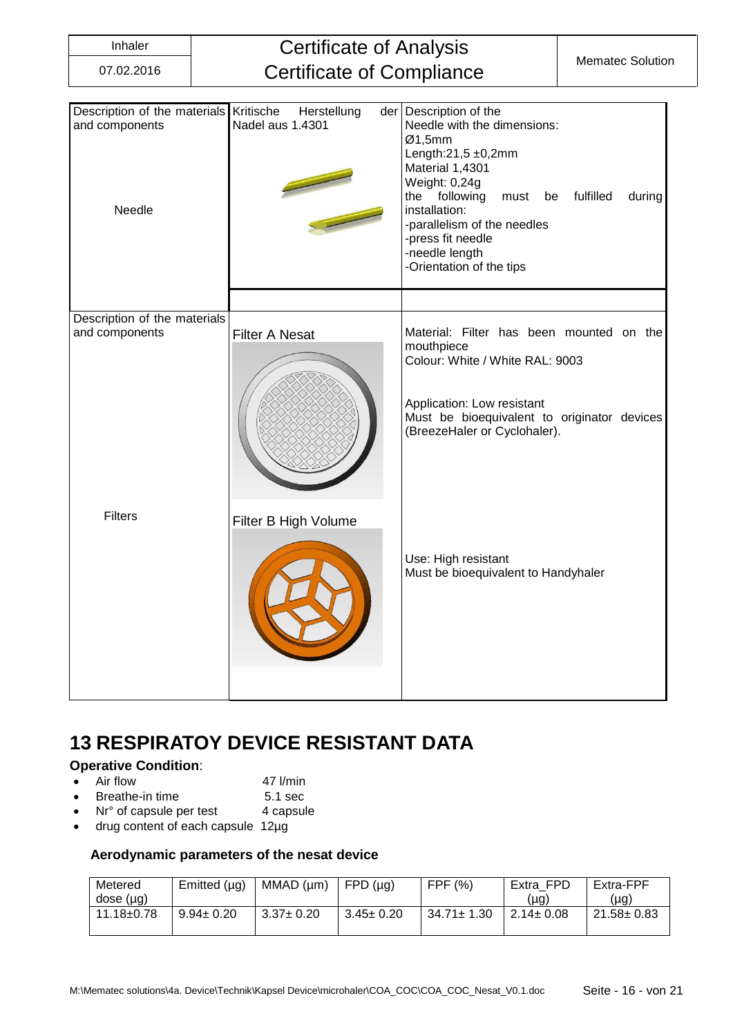| Description of the materials and components | Kritische Herstellung der Nadel aus 1.4301 | Description of the |
|---|---|---|
| Needle | | Needle with the dimensions:<br>Ø1,5mm<br>Length:21,5 ±0,2mm<br>Material 1,4301<br>Weight: 0,24g<br>the following must be fulfilled during installation:<br>-parallelism of the needles<br>-press fit needle<br>-needle length<br>-Orientation of the tips |
| | | |
| Description of the materials and components | Filter A Nesat | Material: Filter has been mounted on the mouthpiece<br>Colour: White / White RAL: 9003<br><br>Application: Low resistant<br>Must be bioequivalent to originator devices (BreezeHaler or Cyclohaler). |
| Filters | Filter B High Volume | Use: High resistant<br>Must be bioequivalent to Handyhaler |

# 13 RESPIRATOY DEVICE RESISTANT DATA

**Operative Condition**:

- Air flow 47 l/min
- Breathe-in time 5.1 sec
- Nr° of capsule per test 4 capsule
- drug content of each capsule 12µg

### Aerodynamic parameters of the nesat device

| Metered dose (µg) | Emitted (µg) | MMAD (µm) | FPD (µg) | FPF (%) | Extra_FPD (µg) | Extra-FPF (µg) |
|---|---|---|---|---|---|---|
| 11.18±0.78 | 9.94± 0.20 | 3.37± 0.20 | 3.45± 0.20 | 34.71± 1.30 | 2.14± 0.08 | 21.58± 0.83 |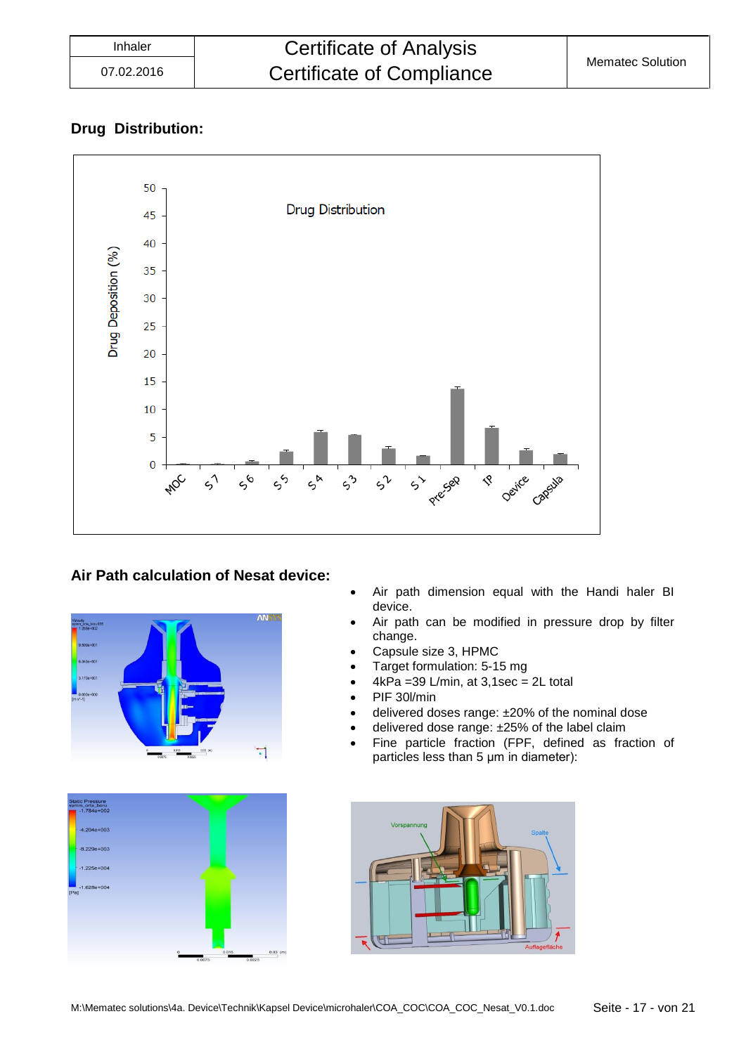## Drug Distribution:

## Air Path calculation of Nesat device:

- Air path dimension equal with the Handi haler BI device.
- Air path can be modified in pressure drop by filter change.
- Capsule size 3, HPMC
- Target formulation: 5-15 mg
- 4kPa =39 L/min, at 3,1sec = 2L total
- PIF 30l/min
- delivered doses range: ±20% of the nominal dose
- delivered dose range: ±25% of the label claim
- Fine particle fraction (FPF, defined as fraction of particles less than 5 µm in diameter):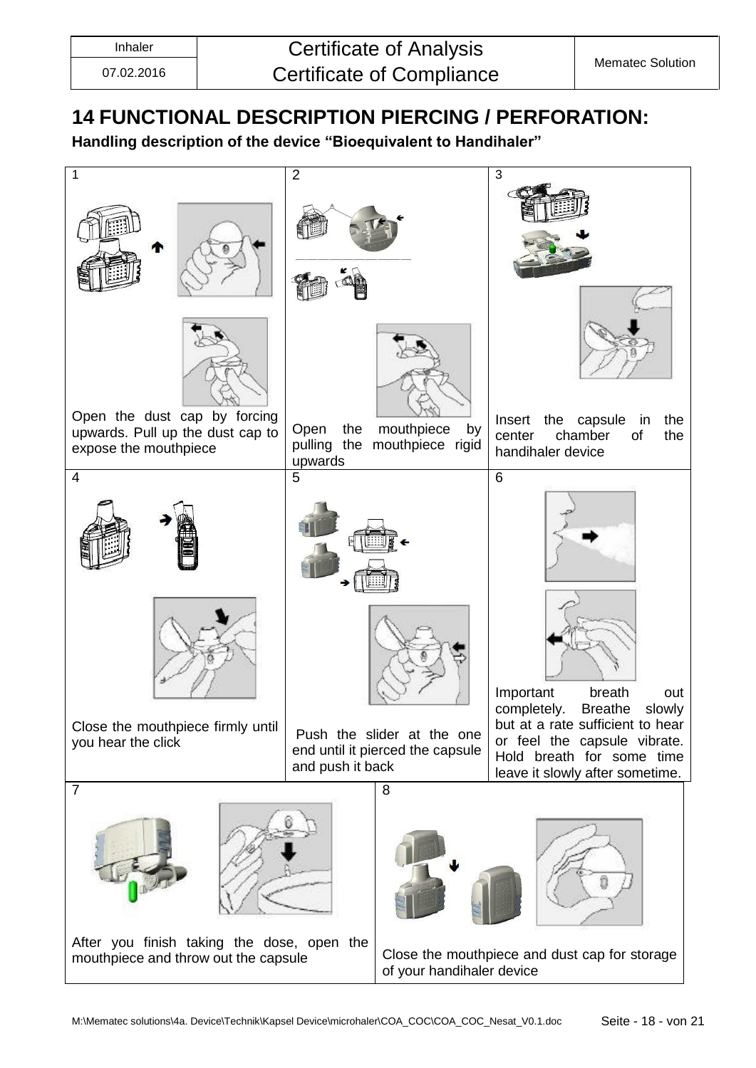# 14 FUNCTIONAL DESCRIPTION PIERCING / PERFORATION:

**Handling description of the device "Bioequivalent to Handihaler"**

| 1 | 2 | 3 |
|---|---|---|
| Open the dust cap by forcing upwards. Pull up the dust cap to expose the mouthpiece | Open the mouthpiece by pulling the mouthpiece rigid upwards | Insert the capsule in the center chamber of the handihaler device |
| **4** | **5** | **6** |
| Close the mouthpiece firmly until you hear the click | Push the slider at the one end until it pierced the capsule and push it back | Important breath out completely. Breathe slowly but at a rate sufficient to hear or feel the capsule vibrate. Hold breath for some time leave it slowly after sometime. |

| 7 | 8 |
|---|---|
| After you finish taking the dose, open the mouthpiece and throw out the capsule | Close the mouthpiece and dust cap for storage of your handihaler device |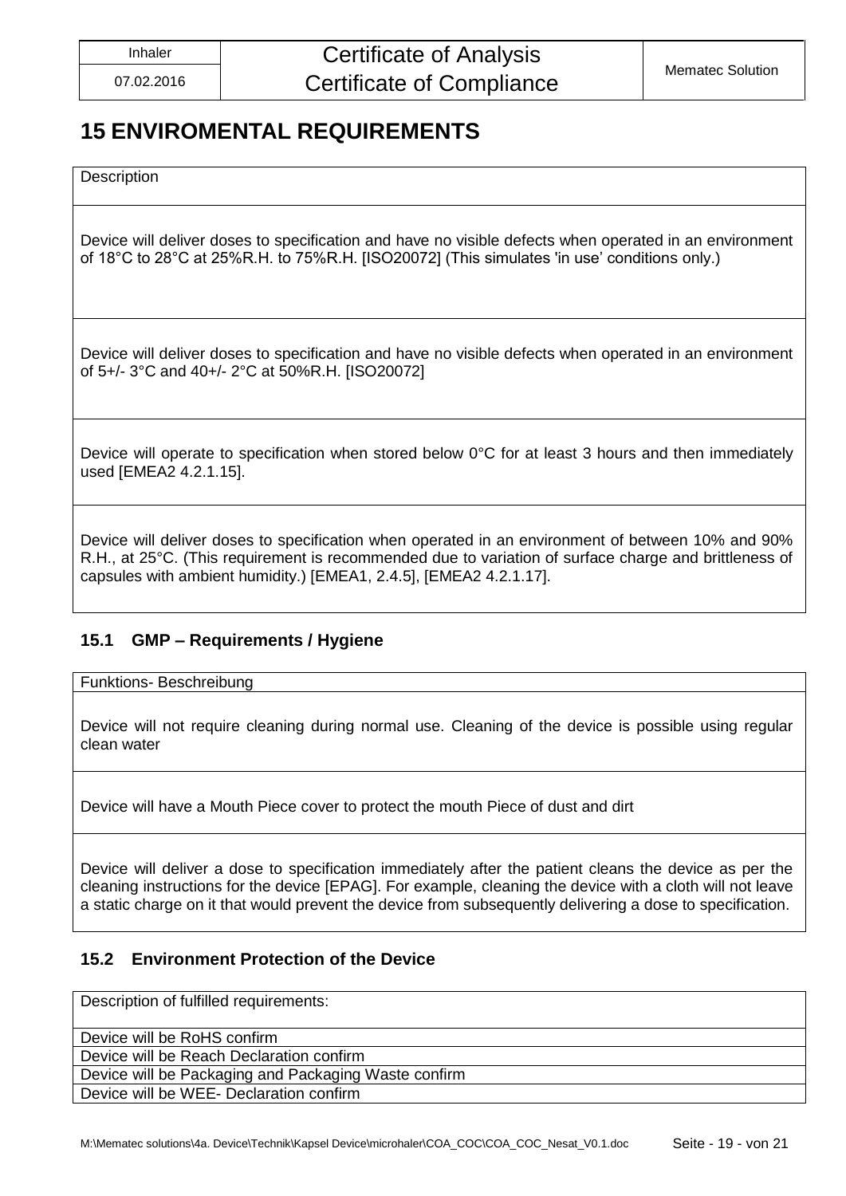# 15 ENVIROMENTAL REQUIREMENTS

| Description |
|---|
| Device will deliver doses to specification and have no visible defects when operated in an environment of 18°C to 28°C at 25%R.H. to 75%R.H. [ISO20072] (This simulates 'in use' conditions only.) |
| Device will deliver doses to specification and have no visible defects when operated in an environment of 5+/- 3°C and 40+/- 2°C at 50%R.H. [ISO20072] |
| Device will operate to specification when stored below 0°C for at least 3 hours and then immediately used [EMEA2 4.2.1.15]. |
| Device will deliver doses to specification when operated in an environment of between 10% and 90% R.H., at 25°C. (This requirement is recommended due to variation of surface charge and brittleness of capsules with ambient humidity.) [EMEA1, 2.4.5], [EMEA2 4.2.1.17]. |

## 15.1 GMP – Requirements / Hygiene

| Funktions- Beschreibung |
|---|
| Device will not require cleaning during normal use. Cleaning of the device is possible using regular clean water |
| Device will have a Mouth Piece cover to protect the mouth Piece of dust and dirt |
| Device will deliver a dose to specification immediately after the patient cleans the device as per the cleaning instructions for the device [EPAG]. For example, cleaning the device with a cloth will not leave a static charge on it that would prevent the device from subsequently delivering a dose to specification. |

## 15.2 Environment Protection of the Device

| Description of fulfilled requirements: |
|---|
| Device will be RoHS confirm |
| Device will be Reach Declaration confirm |
| Device will be Packaging and Packaging Waste confirm |
| Device will be WEE- Declaration confirm |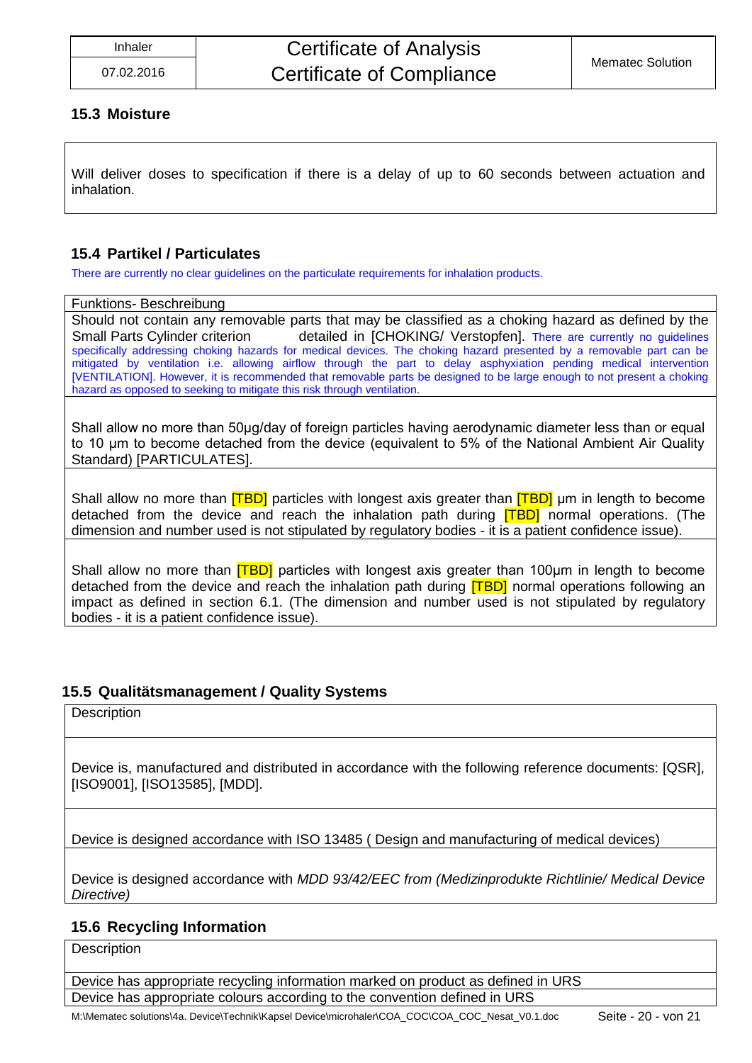### 15.3 Moisture

| Will deliver doses to specification if there is a delay of up to 60 seconds between actuation and inhalation. |
|---|

### 15.4 Partikel / Particulates

There are currently no clear guidelines on the particulate requirements for inhalation products.

| Funktions- Beschreibung |
|---|
| Should not contain any removable parts that may be classified as a choking hazard as defined by the Small Parts Cylinder criterion detailed in [CHOKING/ Verstopfen]. There are currently no guidelines specifically addressing choking hazards for medical devices. The choking hazard presented by a removable part can be mitigated by ventilation i.e. allowing airflow through the part to delay asphyxiation pending medical intervention [VENTILATION]. However, it is recommended that removable parts be designed to be large enough to not present a choking hazard as opposed to seeking to mitigate this risk through ventilation. |
| Shall allow no more than 50µg/day of foreign particles having aerodynamic diameter less than or equal to 10 µm to become detached from the device (equivalent to 5% of the National Ambient Air Quality Standard) [PARTICULATES]. |
| Shall allow no more than [TBD] particles with longest axis greater than [TBD] µm in length to become detached from the device and reach the inhalation path during [TBD] normal operations. (The dimension and number used is not stipulated by regulatory bodies - it is a patient confidence issue). |
| Shall allow no more than [TBD] particles with longest axis greater than 100µm in length to become detached from the device and reach the inhalation path during [TBD] normal operations following an impact as defined in section 6.1. (The dimension and number used is not stipulated by regulatory bodies - it is a patient confidence issue). |

### 15.5 Qualitätsmanagement / Quality Systems

| Description |
|---|
| Device is, manufactured and distributed in accordance with the following reference documents: [QSR], [ISO9001], [ISO13585], [MDD]. |
| Device is designed accordance with ISO 13485 ( Design and manufacturing of medical devices) |
| Device is designed accordance with *MDD 93/42/EEC from (Medizinprodukte Richtlinie/ Medical Device Directive)* |

### 15.6 Recycling Information

| Description |
|---|
| Device has appropriate recycling information marked on product as defined in URS |
| Device has appropriate colours according to the convention defined in URS |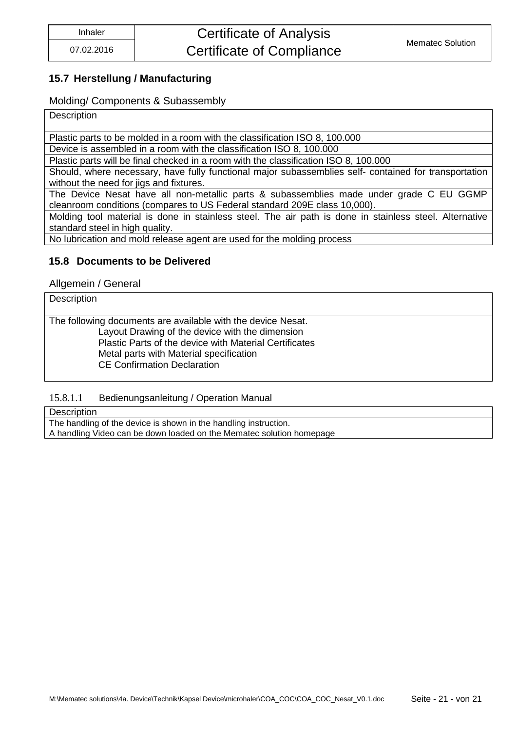## 15.7 Herstellung / Manufacturing

Molding/ Components & Subassembly

| Description |
| --- |
| Plastic parts to be molded in a room with the classification ISO 8, 100.000 |
| Device is assembled in a room with the classification ISO 8, 100.000 |
| Plastic parts will be final checked in a room with the classification ISO 8, 100.000 |
| Should, where necessary, have fully functional major subassemblies self- contained for transportation without the need for jigs and fixtures. |
| The Device Nesat have all non-metallic parts & subassemblies made under grade C EU GGMP cleanroom conditions (compares to US Federal standard 209E class 10,000). |
| Molding tool material is done in stainless steel. The air path is done in stainless steel. Alternative standard steel in high quality. |
| No lubrication and mold release agent are used for the molding process |

## 15.8 Documents to be Delivered

Allgemein / General

| Description |
| --- |
| The following documents are available with the device Nesat.<br>Layout Drawing of the device with the dimension<br>Plastic Parts of the device with Material Certificates<br>Metal parts with Material specification<br>CE Confirmation Declaration |

#### 15.8.1.1 Bedienungsanleitung / Operation Manual

| Description |
| --- |
| The handling of the device is shown in the handling instruction.<br>A handling Video can be down loaded on the Mematec solution homepage |